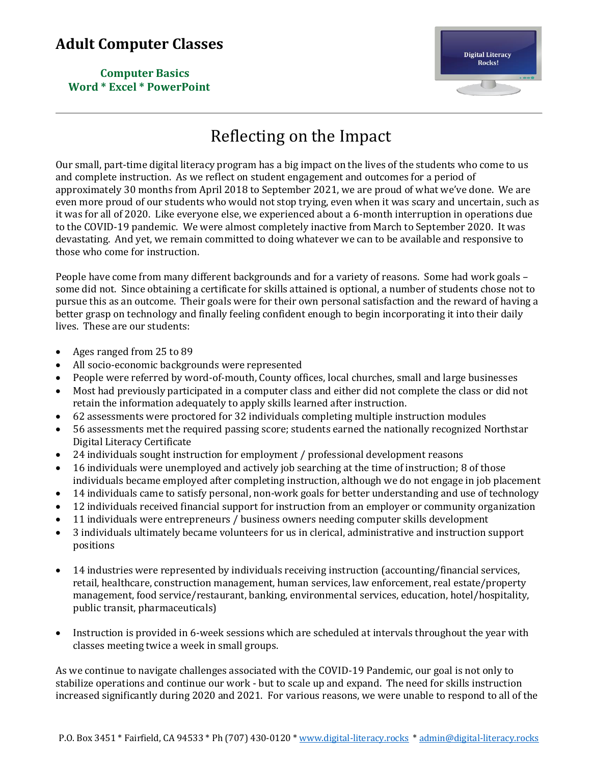# Adult Computer Classes

**Computer Basics**
**Word * Excel * PowerPoint**

Digital Literacy Rocks!

## Reflecting on the Impact

Our small, part-time digital literacy program has a big impact on the lives of the students who come to us and complete instruction. As we reflect on student engagement and outcomes for a period of approximately 30 months from April 2018 to September 2021, we are proud of what we've done. We are even more proud of our students who would not stop trying, even when it was scary and uncertain, such as it was for all of 2020. Like everyone else, we experienced about a 6-month interruption in operations due to the COVID-19 pandemic. We were almost completely inactive from March to September 2020. It was devastating. And yet, we remain committed to doing whatever we can to be available and responsive to those who come for instruction.

People have come from many different backgrounds and for a variety of reasons. Some had work goals – some did not. Since obtaining a certificate for skills attained is optional, a number of students chose not to pursue this as an outcome. Their goals were for their own personal satisfaction and the reward of having a better grasp on technology and finally feeling confident enough to begin incorporating it into their daily lives. These are our students:

- Ages ranged from 25 to 89
- All socio-economic backgrounds were represented
- People were referred by word-of-mouth, County offices, local churches, small and large businesses
- Most had previously participated in a computer class and either did not complete the class or did not retain the information adequately to apply skills learned after instruction.
- 62 assessments were proctored for 32 individuals completing multiple instruction modules
- 56 assessments met the required passing score; students earned the nationally recognized Northstar Digital Literacy Certificate
- 24 individuals sought instruction for employment / professional development reasons
- 16 individuals were unemployed and actively job searching at the time of instruction; 8 of those individuals became employed after completing instruction, although we do not engage in job placement
- 14 individuals came to satisfy personal, non-work goals for better understanding and use of technology
- 12 individuals received financial support for instruction from an employer or community organization
- 11 individuals were entrepreneurs / business owners needing computer skills development
- 3 individuals ultimately became volunteers for us in clerical, administrative and instruction support positions

- 14 industries were represented by individuals receiving instruction (accounting/financial services, retail, healthcare, construction management, human services, law enforcement, real estate/property management, food service/restaurant, banking, environmental services, education, hotel/hospitality, public transit, pharmaceuticals)

- Instruction is provided in 6-week sessions which are scheduled at intervals throughout the year with classes meeting twice a week in small groups.

As we continue to navigate challenges associated with the COVID-19 Pandemic, our goal is not only to stabilize operations and continue our work - but to scale up and expand. The need for skills instruction increased significantly during 2020 and 2021. For various reasons, we were unable to respond to all of the

P.O. Box 3451 * Fairfield, CA 94533 * Ph (707) 430-0120 * www.digital-literacy.rocks * admin@digital-literacy.rocks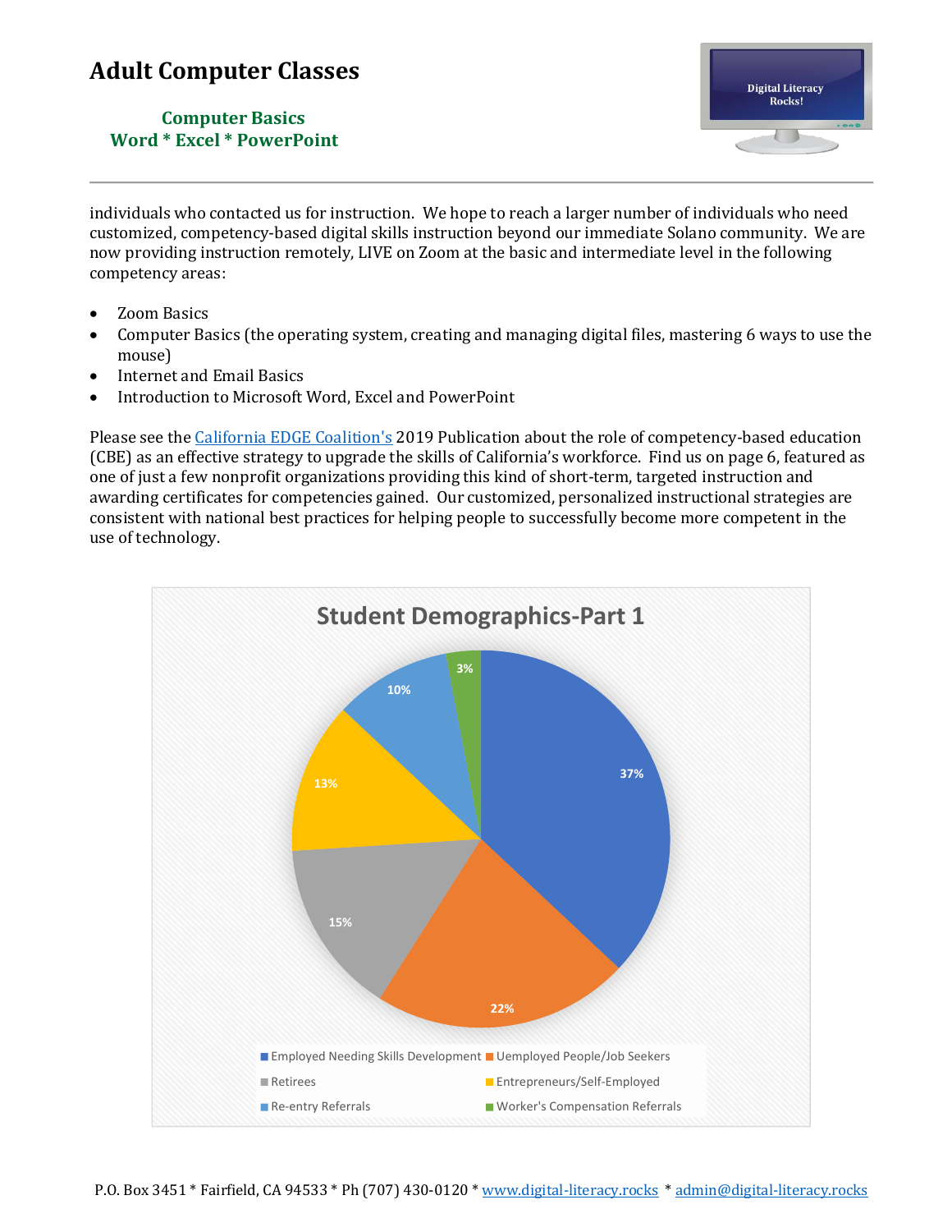# Adult Computer Classes

**Computer Basics**
**Word * Excel * PowerPoint**

individuals who contacted us for instruction. We hope to reach a larger number of individuals who need customized, competency-based digital skills instruction beyond our immediate Solano community. We are now providing instruction remotely, LIVE on Zoom at the basic and intermediate level in the following competency areas:

- Zoom Basics
- Computer Basics (the operating system, creating and managing digital files, mastering 6 ways to use the mouse)
- Internet and Email Basics
- Introduction to Microsoft Word, Excel and PowerPoint

Please see the California EDGE Coalition's 2019 Publication about the role of competency-based education (CBE) as an effective strategy to upgrade the skills of California's workforce. Find us on page 6, featured as one of just a few nonprofit organizations providing this kind of short-term, targeted instruction and awarding certificates for competencies gained. Our customized, personalized instructional strategies are consistent with national best practices for helping people to successfully become more competent in the use of technology.

**Student Demographics-Part 1**

| Category | Percentage |
|---|---|
| Employed Needing Skills Development | 37% |
| Uemployed People/Job Seekers | 22% |
| Retirees | 15% |
| Entrepreneurs/Self-Employed | 13% |
| Re-entry Referrals | 10% |
| Worker's Compensation Referrals | 3% |

P.O. Box 3451 * Fairfield, CA 94533 * Ph (707) 430-0120 * www.digital-literacy.rocks * admin@digital-literacy.rocks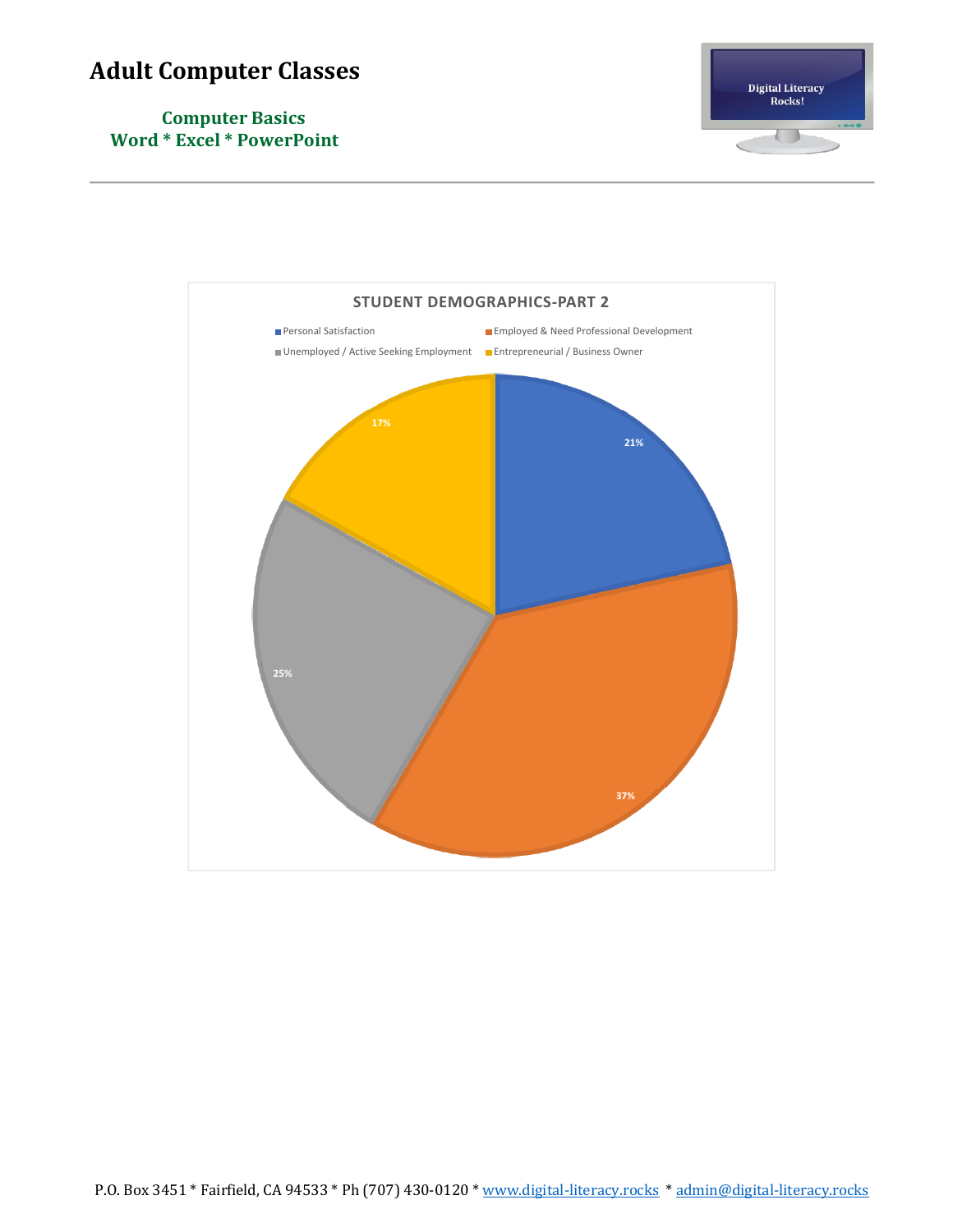# Adult Computer Classes

**Computer Basics**
**Word * Excel * PowerPoint**

Digital Literacy Rocks!

**STUDENT DEMOGRAPHICS-PART 2**

| Category | Percentage |
|---|---|
| Personal Satisfaction | 21% |
| Employed & Need Professional Development | 37% |
| Unemployed / Active Seeking Employment | 25% |
| Entrepreneurial / Business Owner | 17% |

P.O. Box 3451 * Fairfield, CA 94533 * Ph (707) 430-0120 * [www.digital-literacy.rocks](http://www.digital-literacy.rocks) * [admin@digital-literacy.rocks](mailto:admin@digital-literacy.rocks)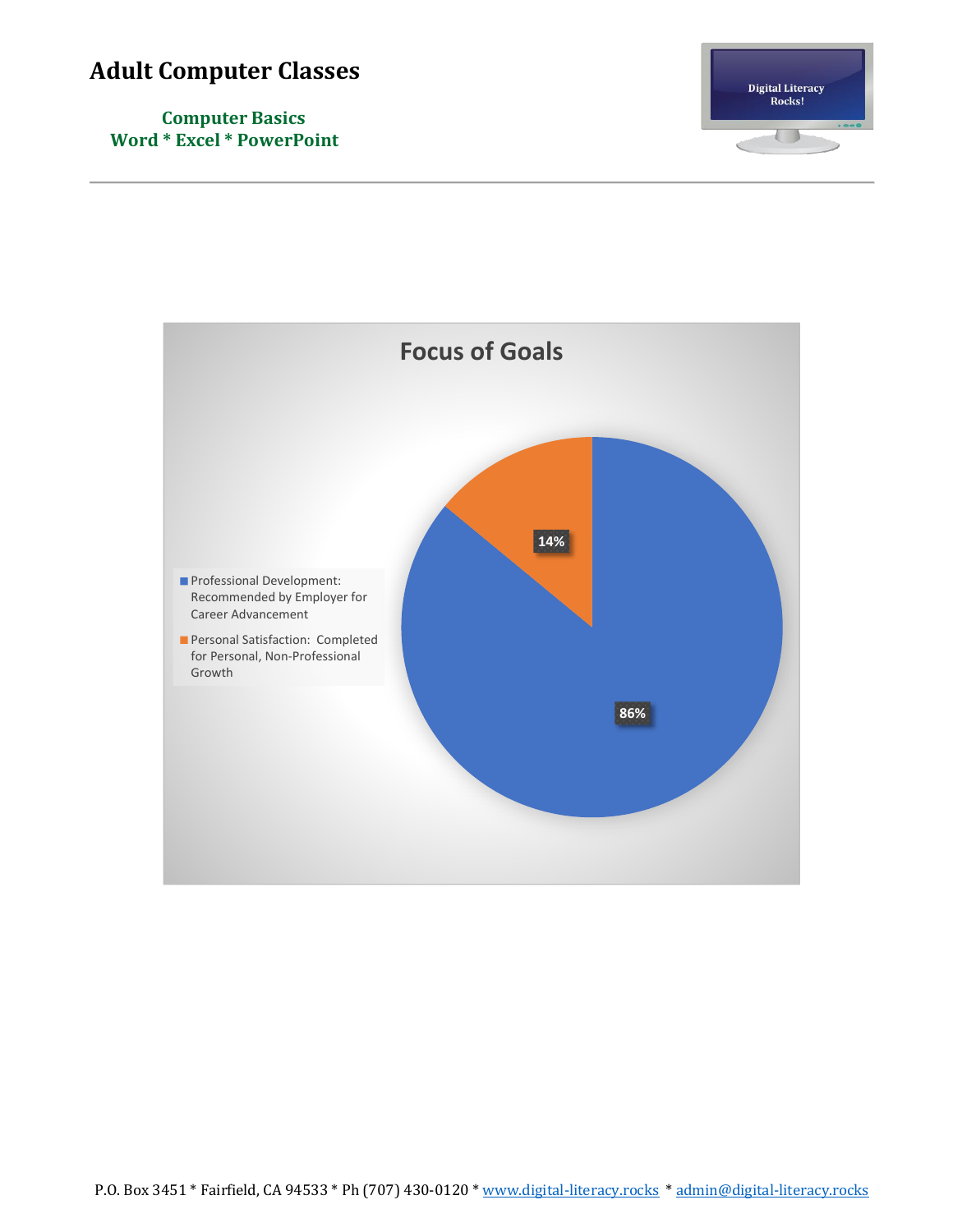# Adult Computer Classes

**Computer Basics**
**Word * Excel * PowerPoint**

Digital Literacy Rocks!

---

## Focus of Goals

| Focus | Percentage |
|---|---|
| Professional Development: Recommended by Employer for Career Advancement | 86% |
| Personal Satisfaction: Completed for Personal, Non-Professional Growth | 14% |

P.O. Box 3451 * Fairfield, CA 94533 * Ph (707) 430-0120 * [www.digital-literacy.rocks](http://www.digital-literacy.rocks) * [admin@digital-literacy.rocks](mailto:admin@digital-literacy.rocks)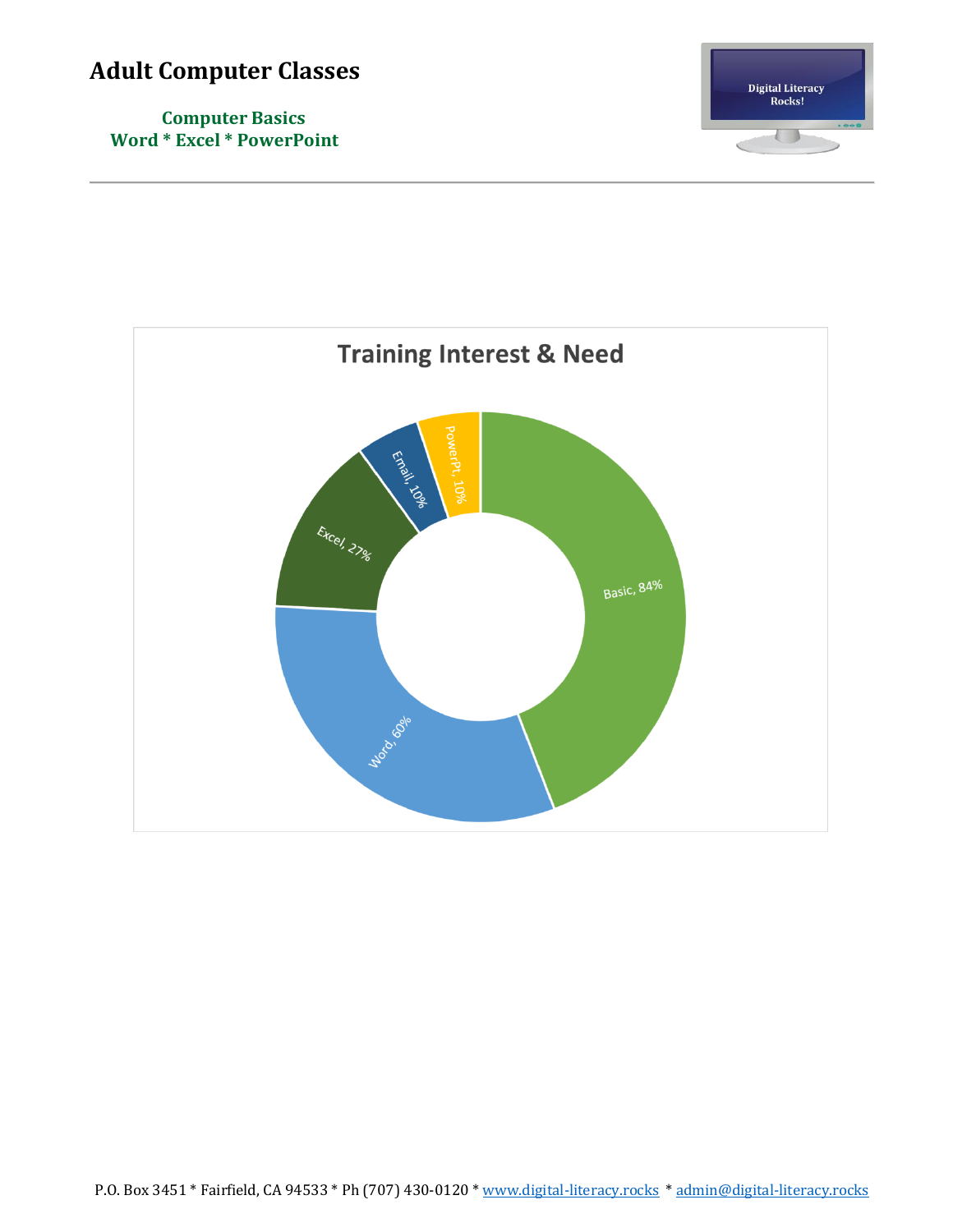# Adult Computer Classes

**Computer Basics**
**Word * Excel * PowerPoint**

Training Interest & Need

| Category | Percentage |
| --- | --- |
| Basic | 84% |
| Word | 60% |
| Excel | 27% |
| Email | 10% |
| PowerPt | 10% |

P.O. Box 3451 * Fairfield, CA 94533 * Ph (707) 430-0120 * www.digital-literacy.rocks * admin@digital-literacy.rocks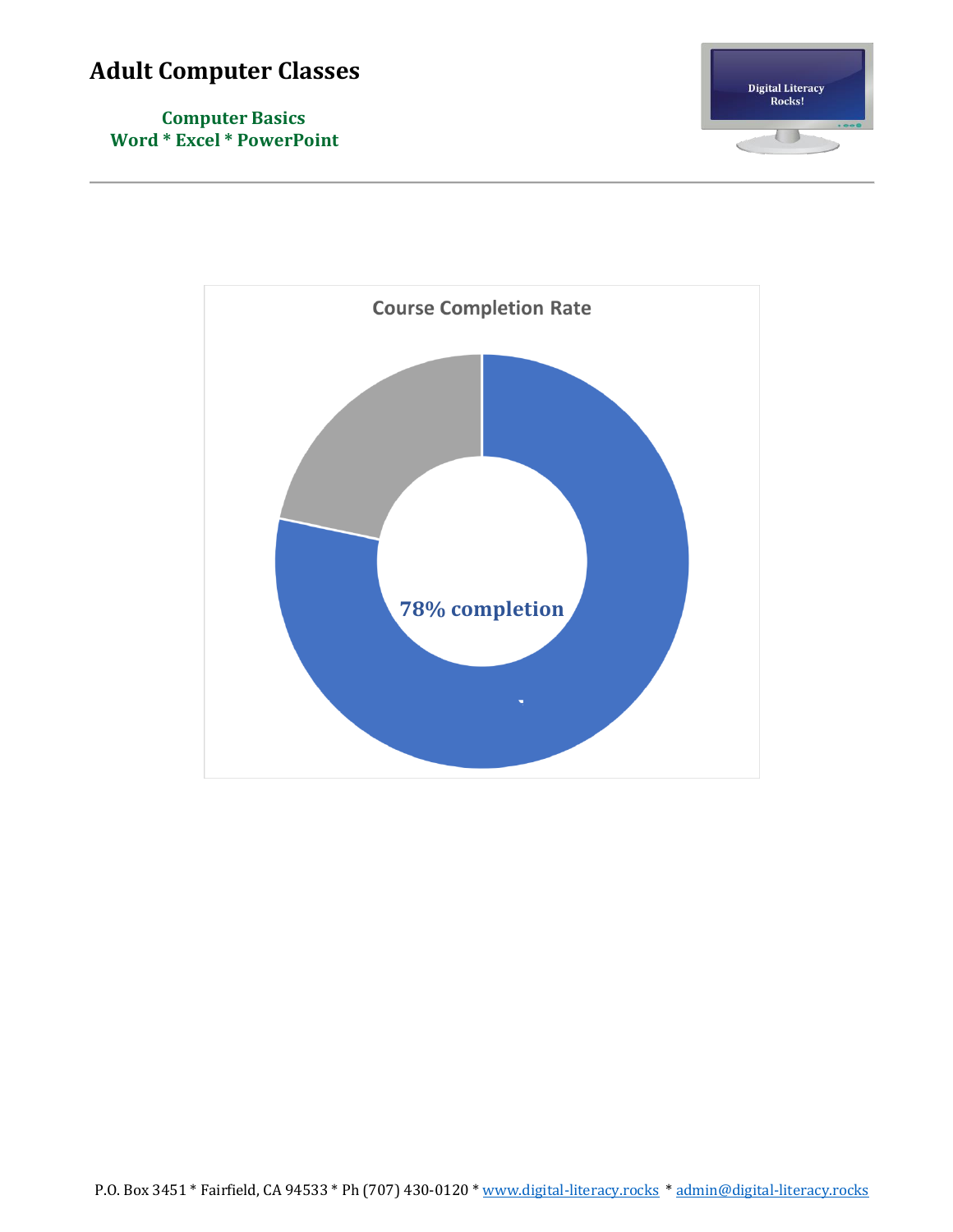# Adult Computer Classes

**Computer Basics**
**Word * Excel * PowerPoint**

Digital Literacy Rocks!

**Course Completion Rate**

**78% completion**

P.O. Box 3451 * Fairfield, CA 94533 * Ph (707) 430-0120 * www.digital-literacy.rocks * admin@digital-literacy.rocks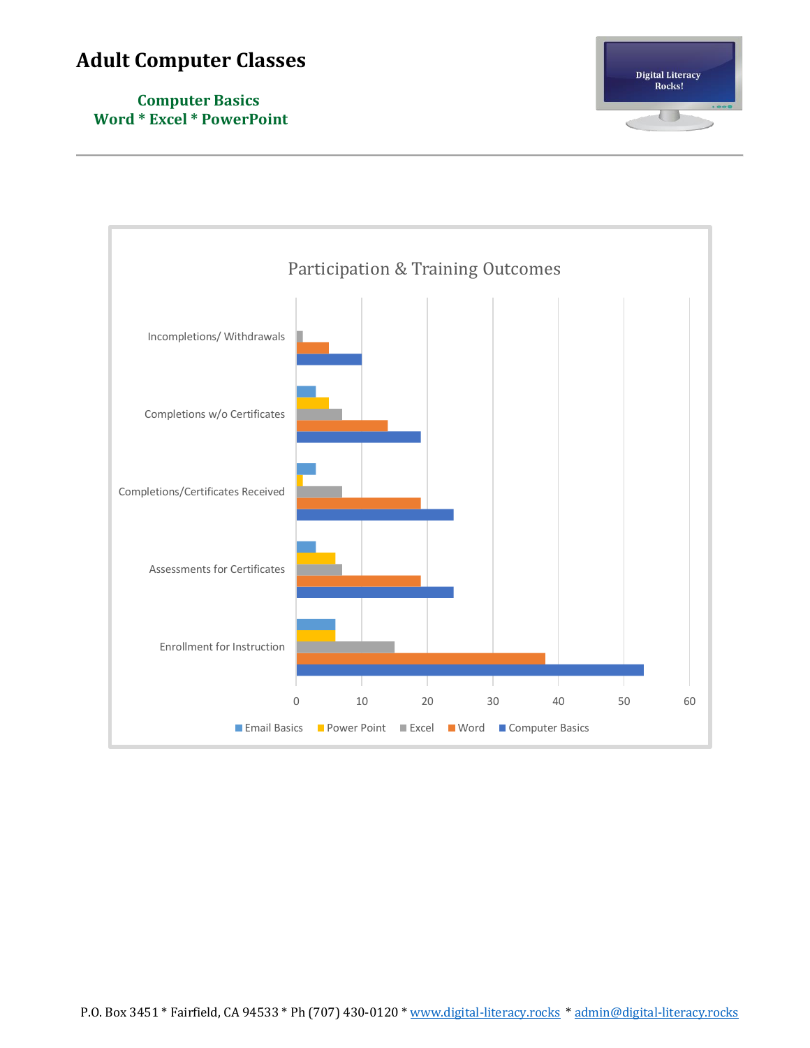# Adult Computer Classes

**Computer Basics**
**Word * Excel * PowerPoint**

Digital Literacy Rocks!

Participation & Training Outcomes

Incompletions/ Withdrawals

Completions w/o Certificates

Completions/Certificates Received

Assessments for Certificates

Enrollment for Instruction

0 10 20 30 40 50 60

Email Basics Power Point Excel Word Computer Basics

P.O. Box 3451 * Fairfield, CA 94533 * Ph (707) 430-0120 * www.digital-literacy.rocks * admin@digital-literacy.rocks